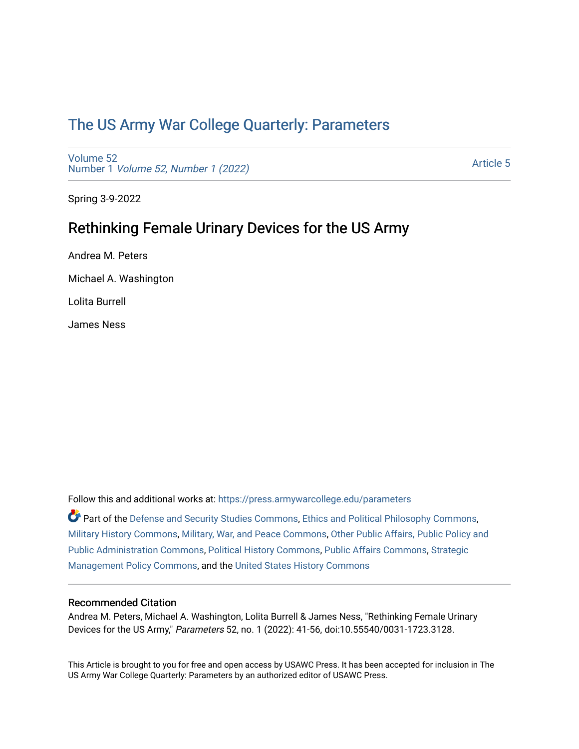# The US Army War College Quarterly: Parameters

Volume 52
Number 1 *Volume 52, Number 1 (2022)*

Article 5

Spring 3-9-2022

## Rethinking Female Urinary Devices for the US Army

Andrea M. Peters

Michael A. Washington

Lolita Burrell

James Ness

Follow this and additional works at: https://press.armywarcollege.edu/parameters

Part of the Defense and Security Studies Commons, Ethics and Political Philosophy Commons, Military History Commons, Military, War, and Peace Commons, Other Public Affairs, Public Policy and Public Administration Commons, Political History Commons, Public Affairs Commons, Strategic Management Policy Commons, and the United States History Commons

### Recommended Citation

Andrea M. Peters, Michael A. Washington, Lolita Burrell & James Ness, "Rethinking Female Urinary Devices for the US Army," *Parameters* 52, no. 1 (2022): 41-56, doi:10.55540/0031-1723.3128.

This Article is brought to you for free and open access by USAWC Press. It has been accepted for inclusion in The US Army War College Quarterly: Parameters by an authorized editor of USAWC Press.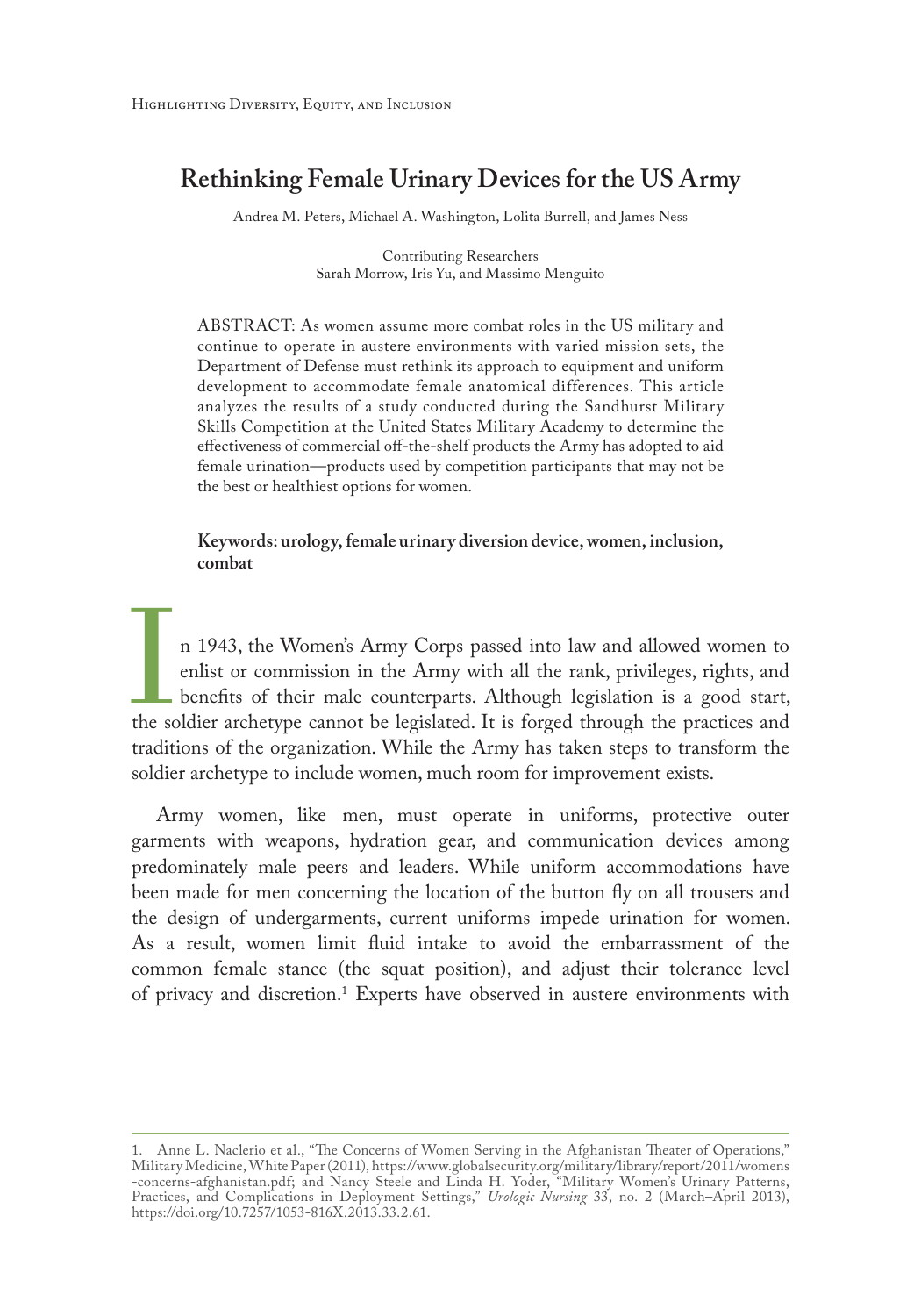# Rethinking Female Urinary Devices for the US Army

Andrea M. Peters, Michael A. Washington, Lolita Burrell, and James Ness

Contributing Researchers
Sarah Morrow, Iris Yu, and Massimo Menguito

ABSTRACT: As women assume more combat roles in the US military and continue to operate in austere environments with varied mission sets, the Department of Defense must rethink its approach to equipment and uniform development to accommodate female anatomical differences. This article analyzes the results of a study conducted during the Sandhurst Military Skills Competition at the United States Military Academy to determine the effectiveness of commercial off-the-shelf products the Army has adopted to aid female urination—products used by competition participants that may not be the best or healthiest options for women.

**Keywords: urology, female urinary diversion device, women, inclusion, combat**

In 1943, the Women's Army Corps passed into law and allowed women to enlist or commission in the Army with all the rank, privileges, rights, and benefits of their male counterparts. Although legislation is a good start, the soldier archetype cannot be legislated. It is forged through the practices and traditions of the organization. While the Army has taken steps to transform the soldier archetype to include women, much room for improvement exists.

Army women, like men, must operate in uniforms, protective outer garments with weapons, hydration gear, and communication devices among predominately male peers and leaders. While uniform accommodations have been made for men concerning the location of the button fly on all trousers and the design of undergarments, current uniforms impede urination for women. As a result, women limit fluid intake to avoid the embarrassment of the common female stance (the squat position), and adjust their tolerance level of privacy and discretion.[1] Experts have observed in austere environments with

1. Anne L. Naclerio et al., "The Concerns of Women Serving in the Afghanistan Theater of Operations," Military Medicine, White Paper (2011), https://www.globalsecurity.org/military/library/report/2011/womens-concerns-afghanistan.pdf; and Nancy Steele and Linda H. Yoder, "Military Women's Urinary Patterns, Practices, and Complications in Deployment Settings," *Urologic Nursing* 33, no. 2 (March–April 2013), https://doi.org/10.7257/1053-816X.2013.33.2.61.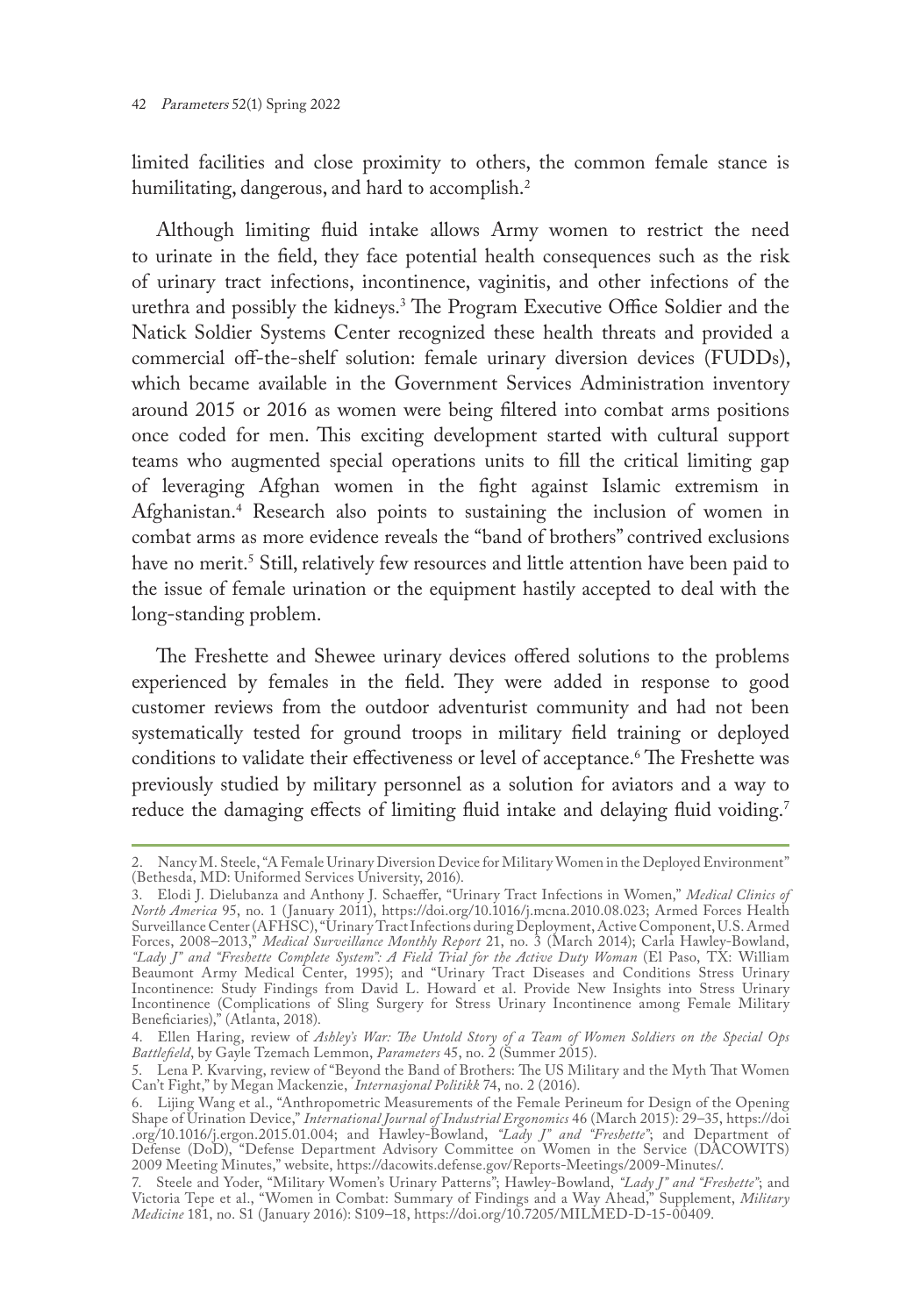limited facilities and close proximity to others, the common female stance is humilitating, dangerous, and hard to accomplish.[2]

Although limiting fluid intake allows Army women to restrict the need to urinate in the field, they face potential health consequences such as the risk of urinary tract infections, incontinence, vaginitis, and other infections of the urethra and possibly the kidneys.[3] The Program Executive Office Soldier and the Natick Soldier Systems Center recognized these health threats and provided a commercial off-the-shelf solution: female urinary diversion devices (FUDDs), which became available in the Government Services Administration inventory around 2015 or 2016 as women were being filtered into combat arms positions once coded for men. This exciting development started with cultural support teams who augmented special operations units to fill the critical limiting gap of leveraging Afghan women in the fight against Islamic extremism in Afghanistan.[4] Research also points to sustaining the inclusion of women in combat arms as more evidence reveals the "band of brothers" contrived exclusions have no merit.[5] Still, relatively few resources and little attention have been paid to the issue of female urination or the equipment hastily accepted to deal with the long-standing problem.

The Freshette and Shewee urinary devices offered solutions to the problems experienced by females in the field. They were added in response to good customer reviews from the outdoor adventurist community and had not been systematically tested for ground troops in military field training or deployed conditions to validate their effectiveness or level of acceptance.[6] The Freshette was previously studied by military personnel as a solution for aviators and a way to reduce the damaging effects of limiting fluid intake and delaying fluid voiding.[7]

---

2. Nancy M. Steele, "A Female Urinary Diversion Device for Military Women in the Deployed Environment" (Bethesda, MD: Uniformed Services University, 2016).

3. Elodi J. Dielubanza and Anthony J. Schaeffer, "Urinary Tract Infections in Women," *Medical Clinics of North America* 95, no. 1 (January 2011), https://doi.org/10.1016/j.mcna.2010.08.023; Armed Forces Health Surveillance Center (AFHSC), "Urinary Tract Infections during Deployment, Active Component, U.S. Armed Forces, 2008–2013," *Medical Surveillance Monthly Report* 21, no. 3 (March 2014); Carla Hawley-Bowland, *"Lady J" and "Freshette Complete System": A Field Trial for the Active Duty Woman* (El Paso, TX: William Beaumont Army Medical Center, 1995); and "Urinary Tract Diseases and Conditions Stress Urinary Incontinence: Study Findings from David L. Howard et al. Provide New Insights into Stress Urinary Incontinence (Complications of Sling Surgery for Stress Urinary Incontinence among Female Military Beneficiaries)," (Atlanta, 2018).

4. Ellen Haring, review of *Ashley's War: The Untold Story of a Team of Women Soldiers on the Special Ops Battlefield*, by Gayle Tzemach Lemmon, *Parameters* 45, no. 2 (Summer 2015).

5. Lena P. Kvarving, review of "Beyond the Band of Brothers: The US Military and the Myth That Women Can't Fight," by Megan Mackenzie, *Internasjonal Politikk* 74, no. 2 (2016).

6. Lijing Wang et al., "Anthropometric Measurements of the Female Perineum for Design of the Opening Shape of Urination Device," *International Journal of Industrial Ergonomics* 46 (March 2015): 29–35, https://doi.org/10.1016/j.ergon.2015.01.004; and Hawley-Bowland, *"Lady J" and "Freshette"*; and Department of Defense (DoD), "Defense Department Advisory Committee on Women in the Service (DACOWITS) 2009 Meeting Minutes," website, https://dacowits.defense.gov/Reports-Meetings/2009-Minutes/.

7. Steele and Yoder, "Military Women's Urinary Patterns"; Hawley-Bowland, *"Lady J" and "Freshette"*; and Victoria Tepe et al., "Women in Combat: Summary of Findings and a Way Ahead," Supplement, *Military Medicine* 181, no. S1 (January 2016): S109–18, https://doi.org/10.7205/MILMED-D-15-00409.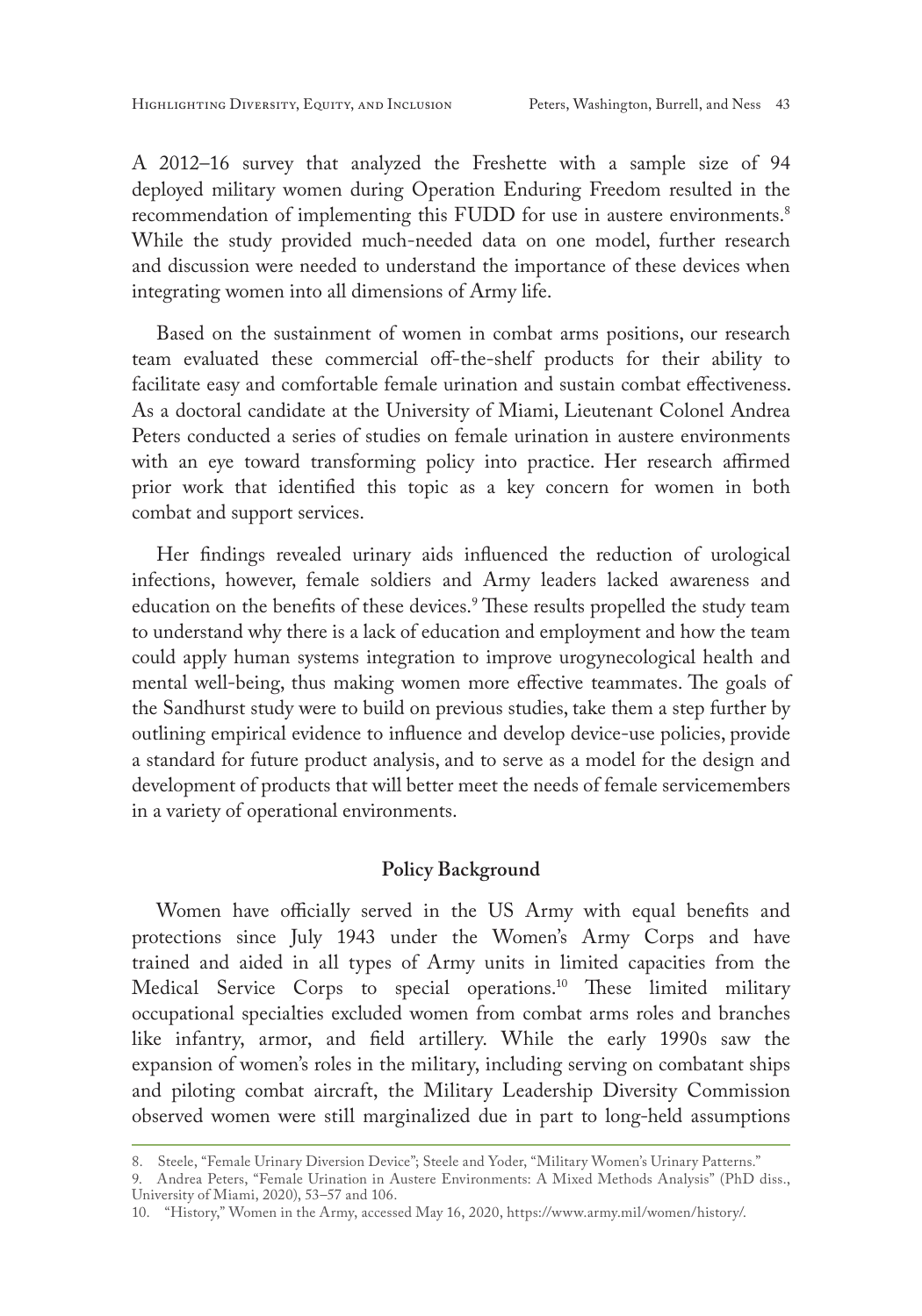A 2012–16 survey that analyzed the Freshette with a sample size of 94 deployed military women during Operation Enduring Freedom resulted in the recommendation of implementing this FUDD for use in austere environments.[8] While the study provided much-needed data on one model, further research and discussion were needed to understand the importance of these devices when integrating women into all dimensions of Army life.

Based on the sustainment of women in combat arms positions, our research team evaluated these commercial off-the-shelf products for their ability to facilitate easy and comfortable female urination and sustain combat effectiveness. As a doctoral candidate at the University of Miami, Lieutenant Colonel Andrea Peters conducted a series of studies on female urination in austere environments with an eye toward transforming policy into practice. Her research affirmed prior work that identified this topic as a key concern for women in both combat and support services.

Her findings revealed urinary aids influenced the reduction of urological infections, however, female soldiers and Army leaders lacked awareness and education on the benefits of these devices.[9] These results propelled the study team to understand why there is a lack of education and employment and how the team could apply human systems integration to improve urogynecological health and mental well-being, thus making women more effective teammates. The goals of the Sandhurst study were to build on previous studies, take them a step further by outlining empirical evidence to influence and develop device-use policies, provide a standard for future product analysis, and to serve as a model for the design and development of products that will better meet the needs of female servicemembers in a variety of operational environments.

## Policy Background

Women have officially served in the US Army with equal benefits and protections since July 1943 under the Women's Army Corps and have trained and aided in all types of Army units in limited capacities from the Medical Service Corps to special operations.[10] These limited military occupational specialties excluded women from combat arms roles and branches like infantry, armor, and field artillery. While the early 1990s saw the expansion of women's roles in the military, including serving on combatant ships and piloting combat aircraft, the Military Leadership Diversity Commission observed women were still marginalized due in part to long-held assumptions

8. Steele, "Female Urinary Diversion Device"; Steele and Yoder, "Military Women's Urinary Patterns."

9. Andrea Peters, "Female Urination in Austere Environments: A Mixed Methods Analysis" (PhD diss., University of Miami, 2020), 53–57 and 106.

10. "History," Women in the Army, accessed May 16, 2020, https://www.army.mil/women/history/.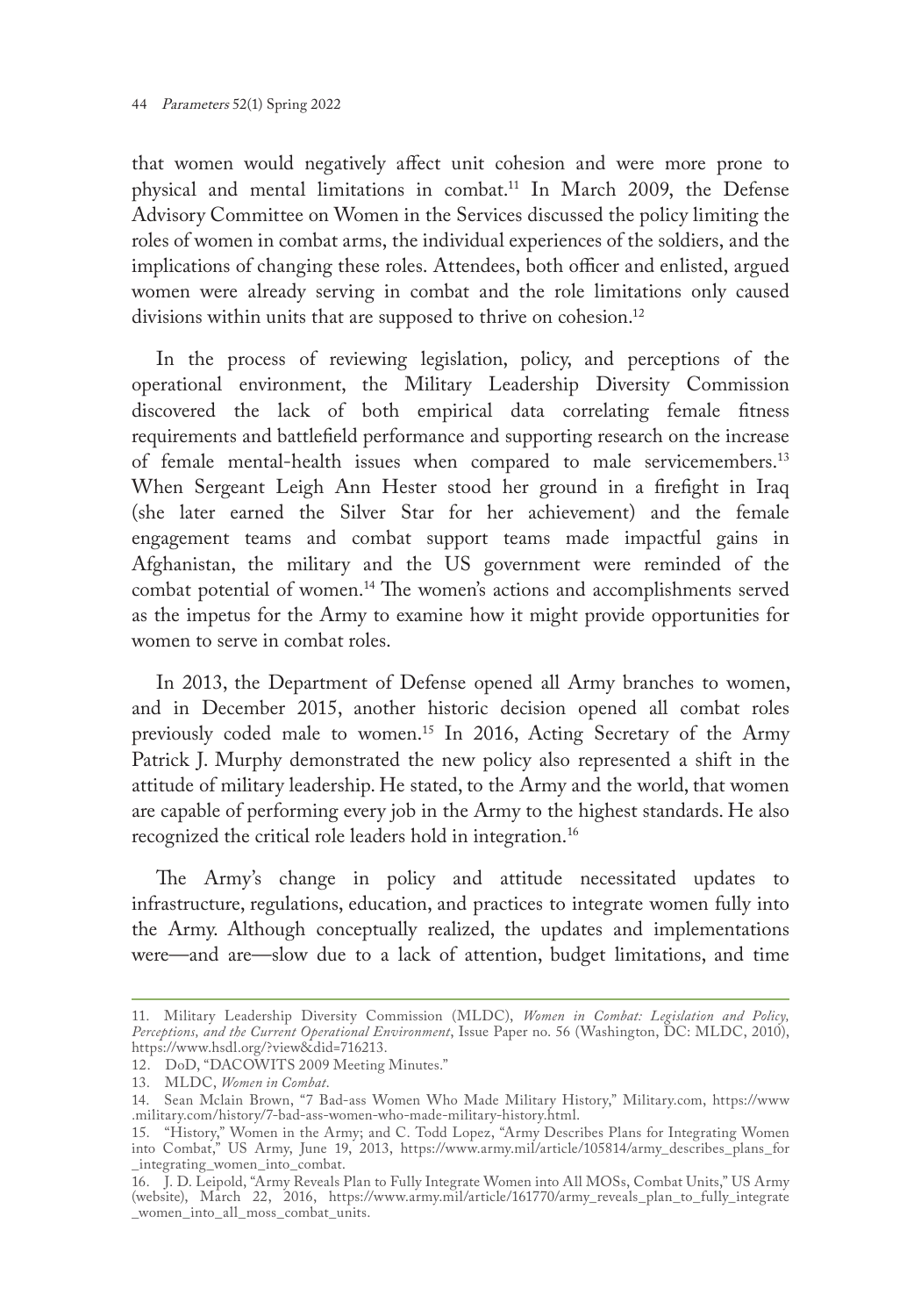that women would negatively affect unit cohesion and were more prone to physical and mental limitations in combat.[11] In March 2009, the Defense Advisory Committee on Women in the Services discussed the policy limiting the roles of women in combat arms, the individual experiences of the soldiers, and the implications of changing these roles. Attendees, both officer and enlisted, argued women were already serving in combat and the role limitations only caused divisions within units that are supposed to thrive on cohesion.[12]

In the process of reviewing legislation, policy, and perceptions of the operational environment, the Military Leadership Diversity Commission discovered the lack of both empirical data correlating female fitness requirements and battlefield performance and supporting research on the increase of female mental-health issues when compared to male servicemembers.[13] When Sergeant Leigh Ann Hester stood her ground in a firefight in Iraq (she later earned the Silver Star for her achievement) and the female engagement teams and combat support teams made impactful gains in Afghanistan, the military and the US government were reminded of the combat potential of women.[14] The women's actions and accomplishments served as the impetus for the Army to examine how it might provide opportunities for women to serve in combat roles.

In 2013, the Department of Defense opened all Army branches to women, and in December 2015, another historic decision opened all combat roles previously coded male to women.[15] In 2016, Acting Secretary of the Army Patrick J. Murphy demonstrated the new policy also represented a shift in the attitude of military leadership. He stated, to the Army and the world, that women are capable of performing every job in the Army to the highest standards. He also recognized the critical role leaders hold in integration.[16]

The Army's change in policy and attitude necessitated updates to infrastructure, regulations, education, and practices to integrate women fully into the Army. Although conceptually realized, the updates and implementations were—and are—slow due to a lack of attention, budget limitations, and time

---

11. Military Leadership Diversity Commission (MLDC), *Women in Combat: Legislation and Policy, Perceptions, and the Current Operational Environment*, Issue Paper no. 56 (Washington, DC: MLDC, 2010), https://www.hsdl.org/?view&did=716213.
12. DoD, "DACOWITS 2009 Meeting Minutes."
13. MLDC, *Women in Combat*.
14. Sean Mclain Brown, "7 Bad-ass Women Who Made Military History," Military.com, https://www.military.com/history/7-bad-ass-women-who-made-military-history.html.
15. "History," Women in the Army; and C. Todd Lopez, "Army Describes Plans for Integrating Women into Combat," US Army, June 19, 2013, https://www.army.mil/article/105814/army_describes_plans_for_integrating_women_into_combat.
16. J. D. Leipold, "Army Reveals Plan to Fully Integrate Women into All MOSs, Combat Units," US Army (website), March 22, 2016, https://www.army.mil/article/161770/army_reveals_plan_to_fully_integrate_women_into_all_moss_combat_units.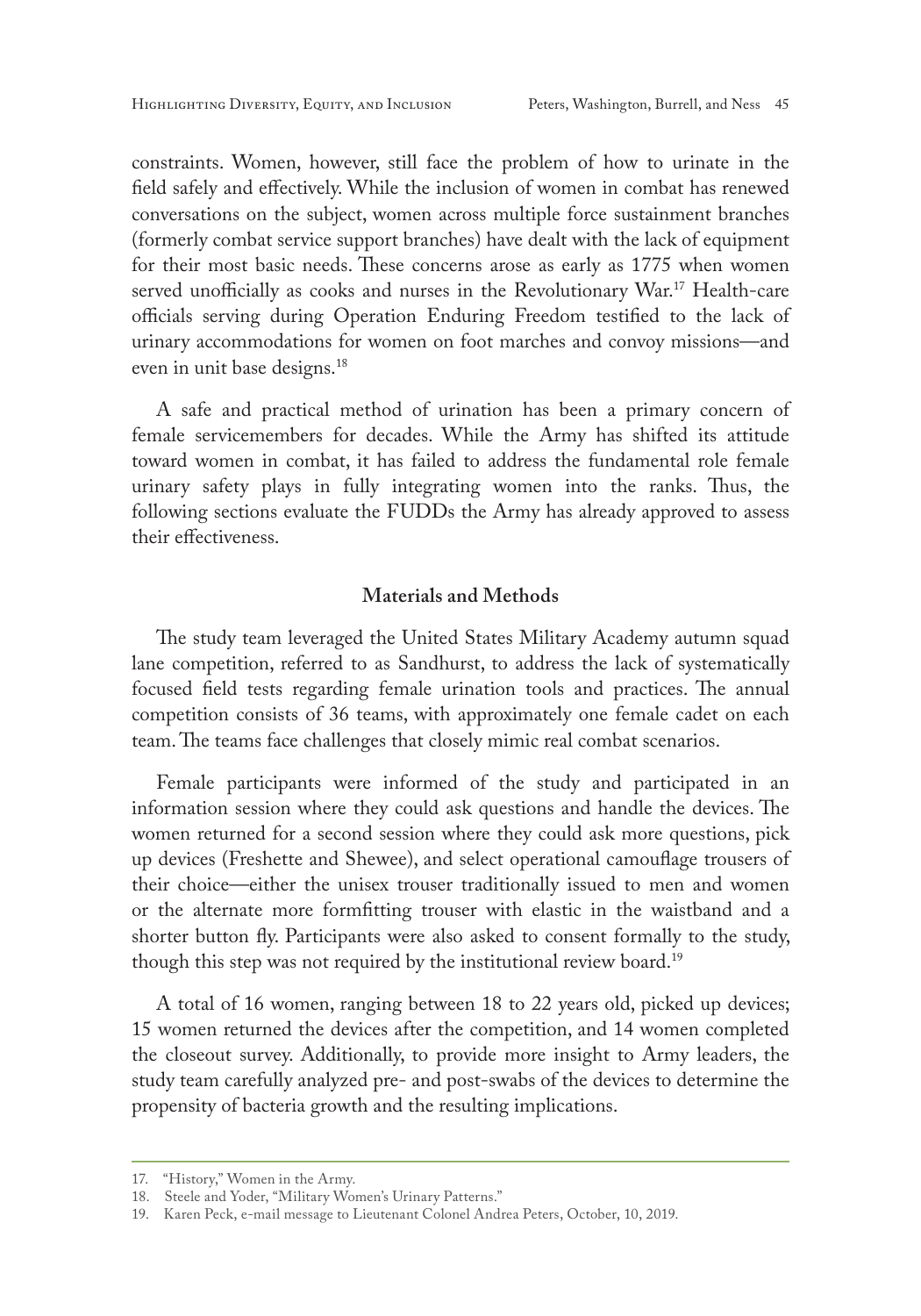constraints. Women, however, still face the problem of how to urinate in the field safely and effectively. While the inclusion of women in combat has renewed conversations on the subject, women across multiple force sustainment branches (formerly combat service support branches) have dealt with the lack of equipment for their most basic needs. These concerns arose as early as 1775 when women served unofficially as cooks and nurses in the Revolutionary War.[17] Health-care officials serving during Operation Enduring Freedom testified to the lack of urinary accommodations for women on foot marches and convoy missions—and even in unit base designs.[18]

A safe and practical method of urination has been a primary concern of female servicemembers for decades. While the Army has shifted its attitude toward women in combat, it has failed to address the fundamental role female urinary safety plays in fully integrating women into the ranks. Thus, the following sections evaluate the FUDDs the Army has already approved to assess their effectiveness.

## Materials and Methods

The study team leveraged the United States Military Academy autumn squad lane competition, referred to as Sandhurst, to address the lack of systematically focused field tests regarding female urination tools and practices. The annual competition consists of 36 teams, with approximately one female cadet on each team. The teams face challenges that closely mimic real combat scenarios.

Female participants were informed of the study and participated in an information session where they could ask questions and handle the devices. The women returned for a second session where they could ask more questions, pick up devices (Freshette and Shewee), and select operational camouflage trousers of their choice—either the unisex trouser traditionally issued to men and women or the alternate more formfitting trouser with elastic in the waistband and a shorter button fly. Participants were also asked to consent formally to the study, though this step was not required by the institutional review board.[19]

A total of 16 women, ranging between 18 to 22 years old, picked up devices; 15 women returned the devices after the competition, and 14 women completed the closeout survey. Additionally, to provide more insight to Army leaders, the study team carefully analyzed pre- and post-swabs of the devices to determine the propensity of bacteria growth and the resulting implications.

---

17. "History," Women in the Army.
18. Steele and Yoder, "Military Women's Urinary Patterns."
19. Karen Peck, e-mail message to Lieutenant Colonel Andrea Peters, October, 10, 2019.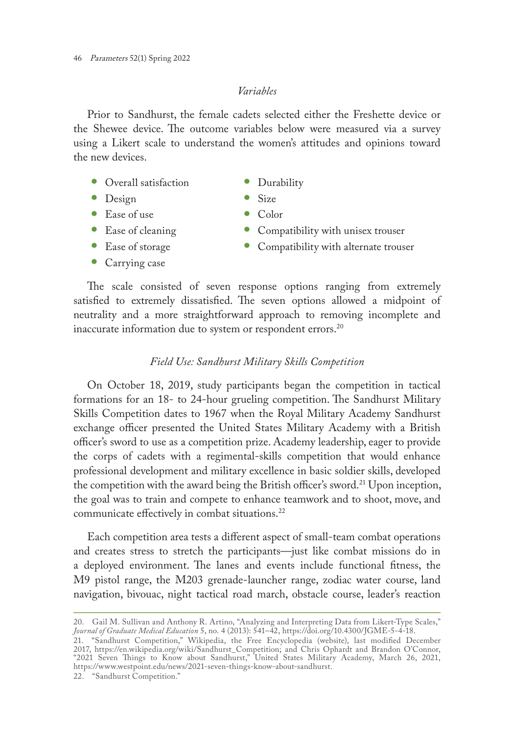*Variables*

Prior to Sandhurst, the female cadets selected either the Freshette device or the Shewee device. The outcome variables below were measured via a survey using a Likert scale to understand the women's attitudes and opinions toward the new devices.

- Overall satisfaction
- Design
- Ease of use
- Ease of cleaning
- Ease of storage
- Carrying case
- Durability
- Size
- Color
- Compatibility with unisex trouser
- Compatibility with alternate trouser

The scale consisted of seven response options ranging from extremely satisfied to extremely dissatisfied. The seven options allowed a midpoint of neutrality and a more straightforward approach to removing incomplete and inaccurate information due to system or respondent errors.[20]

*Field Use: Sandhurst Military Skills Competition*

On October 18, 2019, study participants began the competition in tactical formations for an 18- to 24-hour grueling competition. The Sandhurst Military Skills Competition dates to 1967 when the Royal Military Academy Sandhurst exchange officer presented the United States Military Academy with a British officer's sword to use as a competition prize. Academy leadership, eager to provide the corps of cadets with a regimental-skills competition that would enhance professional development and military excellence in basic soldier skills, developed the competition with the award being the British officer's sword.[21] Upon inception, the goal was to train and compete to enhance teamwork and to shoot, move, and communicate effectively in combat situations.[22]

Each competition area tests a different aspect of small-team combat operations and creates stress to stretch the participants—just like combat missions do in a deployed environment. The lanes and events include functional fitness, the M9 pistol range, the M203 grenade-launcher range, zodiac water course, land navigation, bivouac, night tactical road march, obstacle course, leader's reaction

---

20. Gail M. Sullivan and Anthony R. Artino, "Analyzing and Interpreting Data from Likert-Type Scales," *Journal of Graduate Medical Education* 5, no. 4 (2013): 541–42, https://doi.org/10.4300/JGME-5-4-18.

21. "Sandhurst Competition," Wikipedia, the Free Encyclopedia (website), last modified December 2017, https://en.wikipedia.org/wiki/Sandhurst_Competition; and Chris Ophardt and Brandon O'Connor, "2021 Seven Things to Know about Sandhurst," United States Military Academy, March 26, 2021, https://www.westpoint.edu/news/2021-seven-things-know-about-sandhurst.

22. "Sandhurst Competition."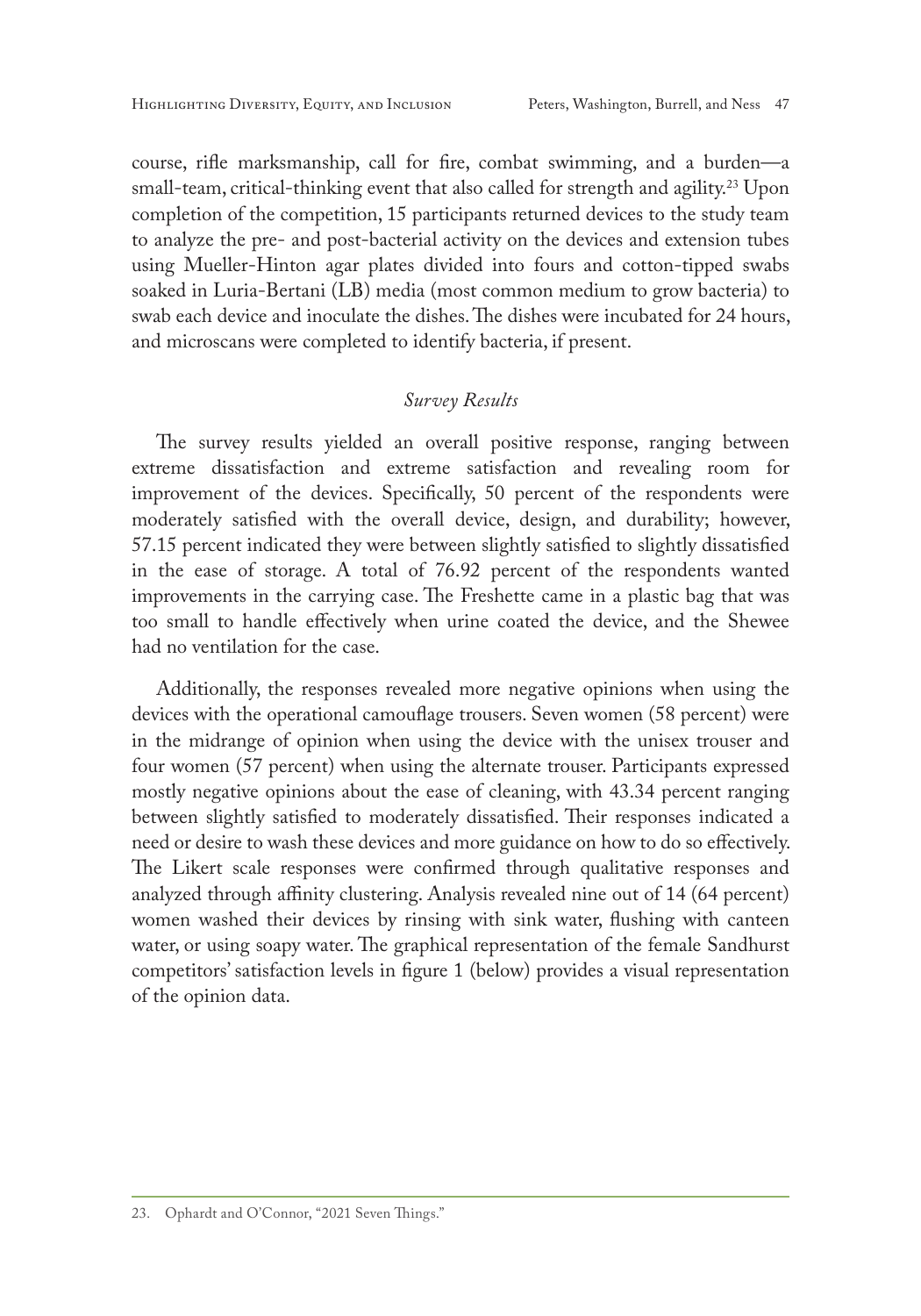course, rifle marksmanship, call for fire, combat swimming, and a burden—a small-team, critical-thinking event that also called for strength and agility.[23] Upon completion of the competition, 15 participants returned devices to the study team to analyze the pre- and post-bacterial activity on the devices and extension tubes using Mueller-Hinton agar plates divided into fours and cotton-tipped swabs soaked in Luria-Bertani (LB) media (most common medium to grow bacteria) to swab each device and inoculate the dishes. The dishes were incubated for 24 hours, and microscans were completed to identify bacteria, if present.

*Survey Results*

The survey results yielded an overall positive response, ranging between extreme dissatisfaction and extreme satisfaction and revealing room for improvement of the devices. Specifically, 50 percent of the respondents were moderately satisfied with the overall device, design, and durability; however, 57.15 percent indicated they were between slightly satisfied to slightly dissatisfied in the ease of storage. A total of 76.92 percent of the respondents wanted improvements in the carrying case. The Freshette came in a plastic bag that was too small to handle effectively when urine coated the device, and the Shewee had no ventilation for the case.

Additionally, the responses revealed more negative opinions when using the devices with the operational camouflage trousers. Seven women (58 percent) were in the midrange of opinion when using the device with the unisex trouser and four women (57 percent) when using the alternate trouser. Participants expressed mostly negative opinions about the ease of cleaning, with 43.34 percent ranging between slightly satisfied to moderately dissatisfied. Their responses indicated a need or desire to wash these devices and more guidance on how to do so effectively. The Likert scale responses were confirmed through qualitative responses and analyzed through affinity clustering. Analysis revealed nine out of 14 (64 percent) women washed their devices by rinsing with sink water, flushing with canteen water, or using soapy water. The graphical representation of the female Sandhurst competitors' satisfaction levels in figure 1 (below) provides a visual representation of the opinion data.

23. Ophardt and O'Connor, "2021 Seven Things."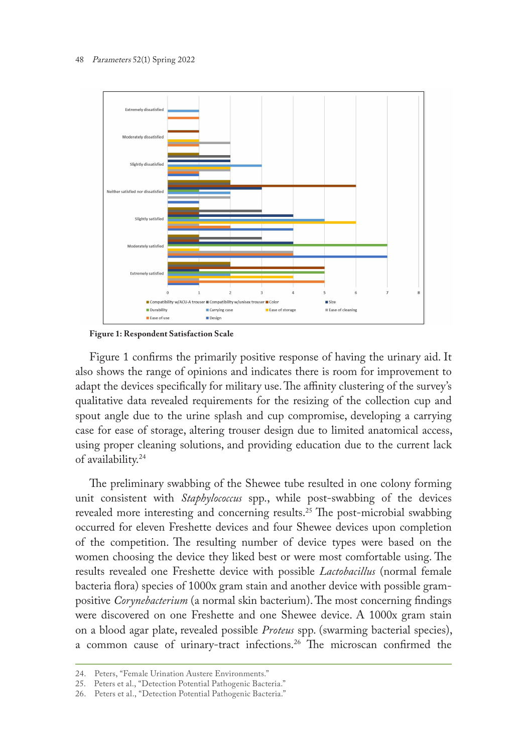**Figure 1: Respondent Satisfaction Scale**

Figure 1 confirms the primarily positive response of having the urinary aid. It also shows the range of opinions and indicates there is room for improvement to adapt the devices specifically for military use. The affinity clustering of the survey's qualitative data revealed requirements for the resizing of the collection cup and spout angle due to the urine splash and cup compromise, developing a carrying case for ease of storage, altering trouser design due to limited anatomical access, using proper cleaning solutions, and providing education due to the current lack of availability.[24]

The preliminary swabbing of the Shewee tube resulted in one colony forming unit consistent with *Staphylococcus* spp., while post-swabbing of the devices revealed more interesting and concerning results.[25] The post-microbial swabbing occurred for eleven Freshette devices and four Shewee devices upon completion of the competition. The resulting number of device types were based on the women choosing the device they liked best or were most comfortable using. The results revealed one Freshette device with possible *Lactobacillus* (normal female bacteria flora) species of 1000x gram stain and another device with possible gram-positive *Corynebacterium* (a normal skin bacterium). The most concerning findings were discovered on one Freshette and one Shewee device. A 1000x gram stain on a blood agar plate, revealed possible *Proteus* spp. (swarming bacterial species), a common cause of urinary-tract infections.[26] The microscan confirmed the

24. Peters, "Female Urination Austere Environments."
25. Peters et al., "Detection Potential Pathogenic Bacteria."
26. Peters et al., "Detection Potential Pathogenic Bacteria."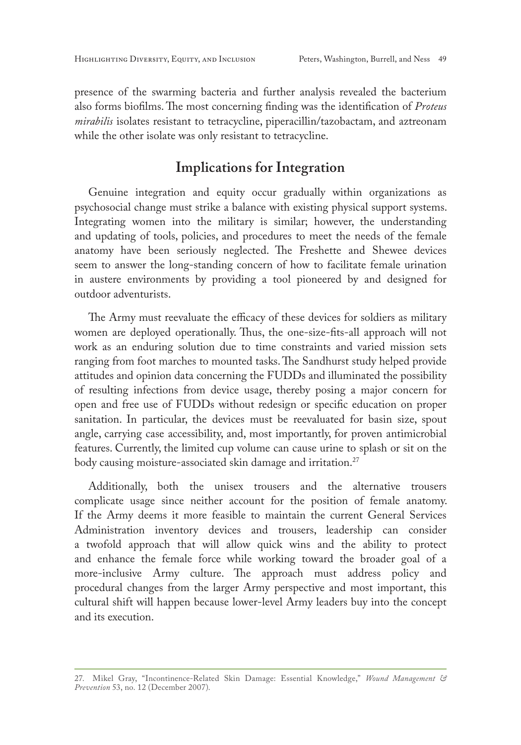presence of the swarming bacteria and further analysis revealed the bacterium also forms biofilms. The most concerning finding was the identification of *Proteus mirabilis* isolates resistant to tetracycline, piperacillin/tazobactam, and aztreonam while the other isolate was only resistant to tetracycline.

## Implications for Integration

Genuine integration and equity occur gradually within organizations as psychosocial change must strike a balance with existing physical support systems. Integrating women into the military is similar; however, the understanding and updating of tools, policies, and procedures to meet the needs of the female anatomy have been seriously neglected. The Freshette and Shewee devices seem to answer the long-standing concern of how to facilitate female urination in austere environments by providing a tool pioneered by and designed for outdoor adventurists.

The Army must reevaluate the efficacy of these devices for soldiers as military women are deployed operationally. Thus, the one-size-fits-all approach will not work as an enduring solution due to time constraints and varied mission sets ranging from foot marches to mounted tasks. The Sandhurst study helped provide attitudes and opinion data concerning the FUDDs and illuminated the possibility of resulting infections from device usage, thereby posing a major concern for open and free use of FUDDs without redesign or specific education on proper sanitation. In particular, the devices must be reevaluated for basin size, spout angle, carrying case accessibility, and, most importantly, for proven antimicrobial features. Currently, the limited cup volume can cause urine to splash or sit on the body causing moisture-associated skin damage and irritation.[27]

Additionally, both the unisex trousers and the alternative trousers complicate usage since neither account for the position of female anatomy. If the Army deems it more feasible to maintain the current General Services Administration inventory devices and trousers, leadership can consider a twofold approach that will allow quick wins and the ability to protect and enhance the female force while working toward the broader goal of a more-inclusive Army culture. The approach must address policy and procedural changes from the larger Army perspective and most important, this cultural shift will happen because lower-level Army leaders buy into the concept and its execution.

27. Mikel Gray, "Incontinence-Related Skin Damage: Essential Knowledge," *Wound Management & Prevention* 53, no. 12 (December 2007).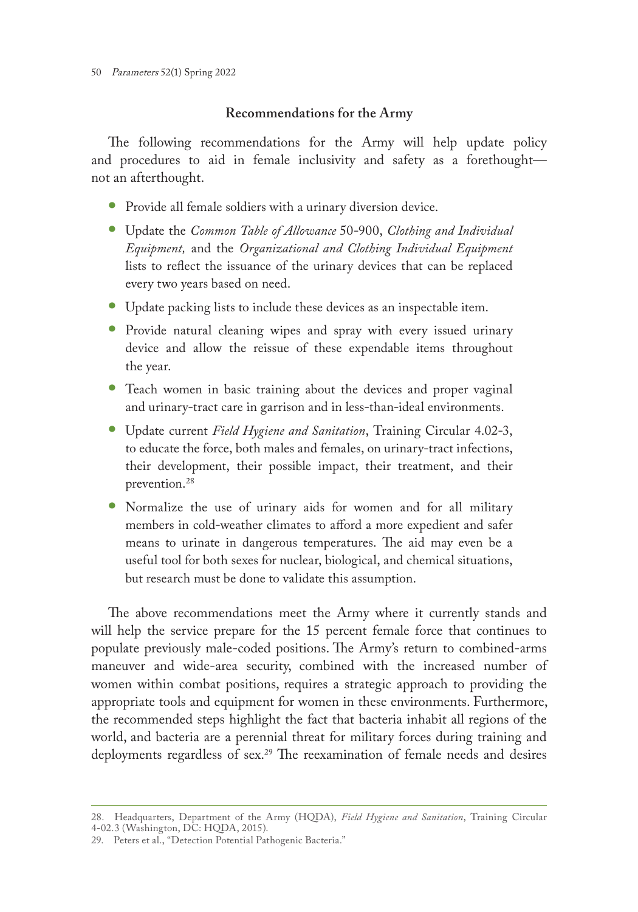### Recommendations for the Army

The following recommendations for the Army will help update policy and procedures to aid in female inclusivity and safety as a forethought—not an afterthought.

- Provide all female soldiers with a urinary diversion device.
- Update the *Common Table of Allowance* 50-900, *Clothing and Individual Equipment,* and the *Organizational and Clothing Individual Equipment* lists to reflect the issuance of the urinary devices that can be replaced every two years based on need.
- Update packing lists to include these devices as an inspectable item.
- Provide natural cleaning wipes and spray with every issued urinary device and allow the reissue of these expendable items throughout the year.
- Teach women in basic training about the devices and proper vaginal and urinary-tract care in garrison and in less-than-ideal environments.
- Update current *Field Hygiene and Sanitation*, Training Circular 4.02-3, to educate the force, both males and females, on urinary-tract infections, their development, their possible impact, their treatment, and their prevention.[28]
- Normalize the use of urinary aids for women and for all military members in cold-weather climates to afford a more expedient and safer means to urinate in dangerous temperatures. The aid may even be a useful tool for both sexes for nuclear, biological, and chemical situations, but research must be done to validate this assumption.

The above recommendations meet the Army where it currently stands and will help the service prepare for the 15 percent female force that continues to populate previously male-coded positions. The Army's return to combined-arms maneuver and wide-area security, combined with the increased number of women within combat positions, requires a strategic approach to providing the appropriate tools and equipment for women in these environments. Furthermore, the recommended steps highlight the fact that bacteria inhabit all regions of the world, and bacteria are a perennial threat for military forces during training and deployments regardless of sex.[29] The reexamination of female needs and desires

---

28. Headquarters, Department of the Army (HQDA), *Field Hygiene and Sanitation*, Training Circular 4-02.3 (Washington, DC: HQDA, 2015).
29. Peters et al., "Detection Potential Pathogenic Bacteria."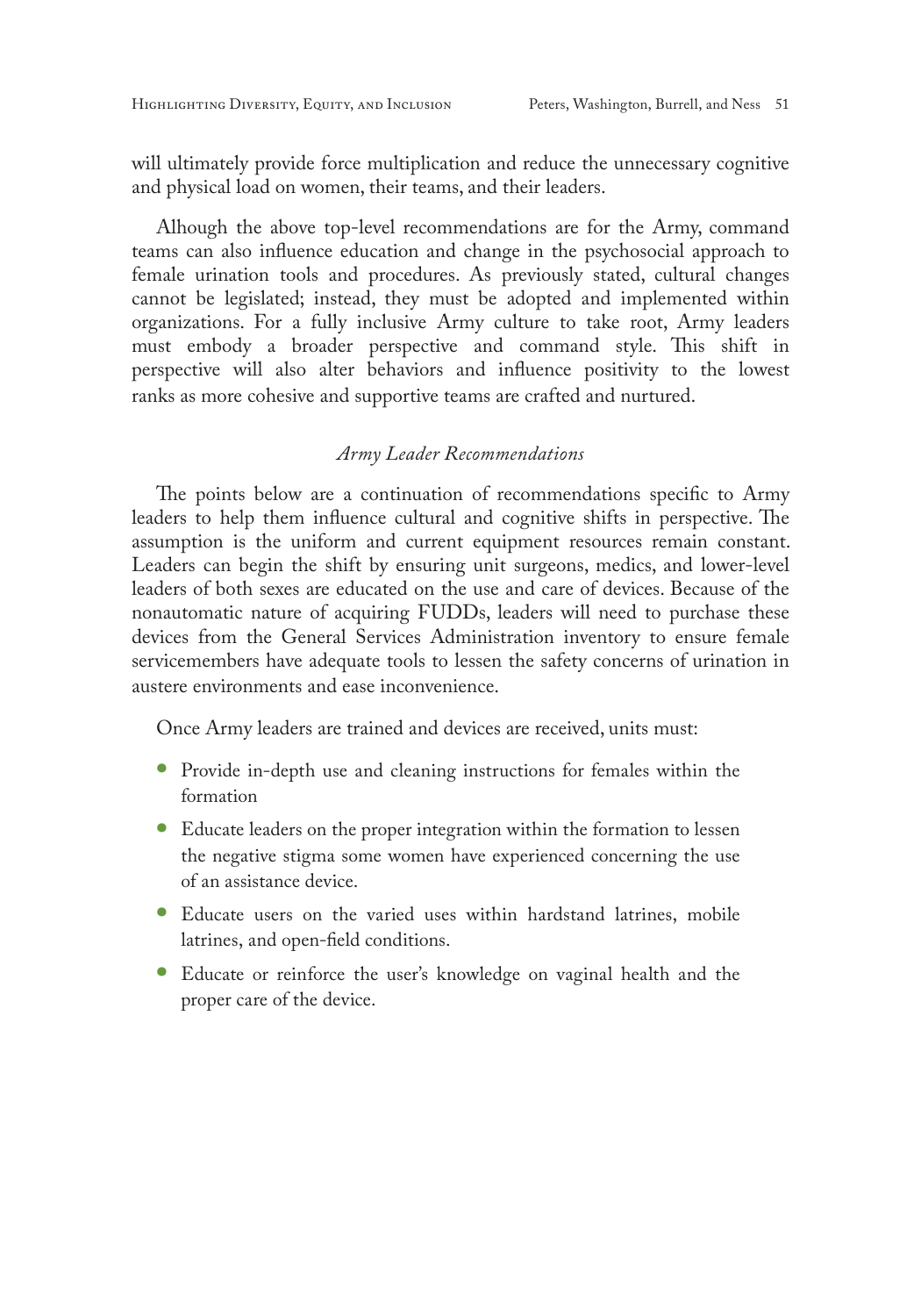will ultimately provide force multiplication and reduce the unnecessary cognitive and physical load on women, their teams, and their leaders.

Alhough the above top-level recommendations are for the Army, command teams can also influence education and change in the psychosocial approach to female urination tools and procedures. As previously stated, cultural changes cannot be legislated; instead, they must be adopted and implemented within organizations. For a fully inclusive Army culture to take root, Army leaders must embody a broader perspective and command style. This shift in perspective will also alter behaviors and influence positivity to the lowest ranks as more cohesive and supportive teams are crafted and nurtured.

### *Army Leader Recommendations*

The points below are a continuation of recommendations specific to Army leaders to help them influence cultural and cognitive shifts in perspective. The assumption is the uniform and current equipment resources remain constant. Leaders can begin the shift by ensuring unit surgeons, medics, and lower-level leaders of both sexes are educated on the use and care of devices. Because of the nonautomatic nature of acquiring FUDDs, leaders will need to purchase these devices from the General Services Administration inventory to ensure female servicemembers have adequate tools to lessen the safety concerns of urination in austere environments and ease inconvenience.

Once Army leaders are trained and devices are received, units must:

- Provide in-depth use and cleaning instructions for females within the formation
- Educate leaders on the proper integration within the formation to lessen the negative stigma some women have experienced concerning the use of an assistance device.
- Educate users on the varied uses within hardstand latrines, mobile latrines, and open-field conditions.
- Educate or reinforce the user's knowledge on vaginal health and the proper care of the device.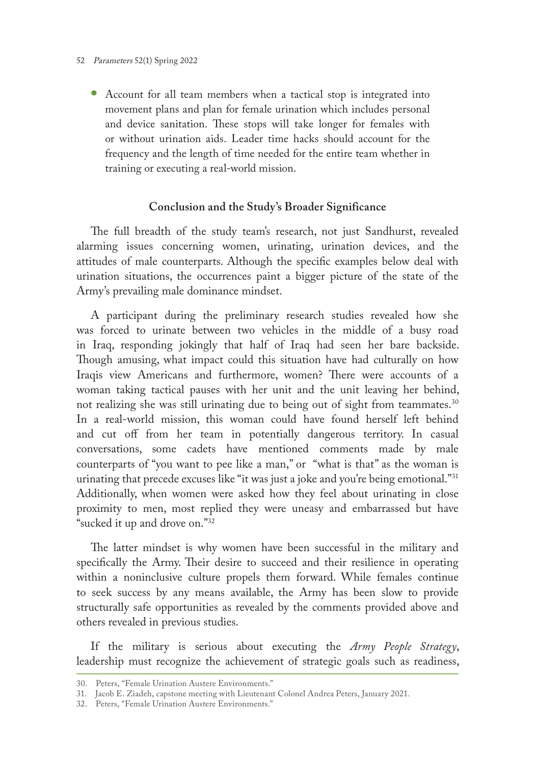- Account for all team members when a tactical stop is integrated into movement plans and plan for female urination which includes personal and device sanitation. These stops will take longer for females with or without urination aids. Leader time hacks should account for the frequency and the length of time needed for the entire team whether in training or executing a real-world mission.

## Conclusion and the Study's Broader Significance

The full breadth of the study team's research, not just Sandhurst, revealed alarming issues concerning women, urinating, urination devices, and the attitudes of male counterparts. Although the specific examples below deal with urination situations, the occurrences paint a bigger picture of the state of the Army's prevailing male dominance mindset.

A participant during the preliminary research studies revealed how she was forced to urinate between two vehicles in the middle of a busy road in Iraq, responding jokingly that half of Iraq had seen her bare backside. Though amusing, what impact could this situation have had culturally on how Iraqis view Americans and furthermore, women? There were accounts of a woman taking tactical pauses with her unit and the unit leaving her behind, not realizing she was still urinating due to being out of sight from teammates.[30] In a real-world mission, this woman could have found herself left behind and cut off from her team in potentially dangerous territory. In casual conversations, some cadets have mentioned comments made by male counterparts of "you want to pee like a man," or "what is that" as the woman is urinating that precede excuses like "it was just a joke and you're being emotional."[31] Additionally, when women were asked how they feel about urinating in close proximity to men, most replied they were uneasy and embarrassed but have "sucked it up and drove on."[32]

The latter mindset is why women have been successful in the military and specifically the Army. Their desire to succeed and their resilience in operating within a noninclusive culture propels them forward. While females continue to seek success by any means available, the Army has been slow to provide structurally safe opportunities as revealed by the comments provided above and others revealed in previous studies.

If the military is serious about executing the *Army People Strategy*, leadership must recognize the achievement of strategic goals such as readiness,

30. Peters, "Female Urination Austere Environments."
31. Jacob E. Ziadeh, capstone meeting with Lieutenant Colonel Andrea Peters, January 2021.
32. Peters, "Female Urination Austere Environments."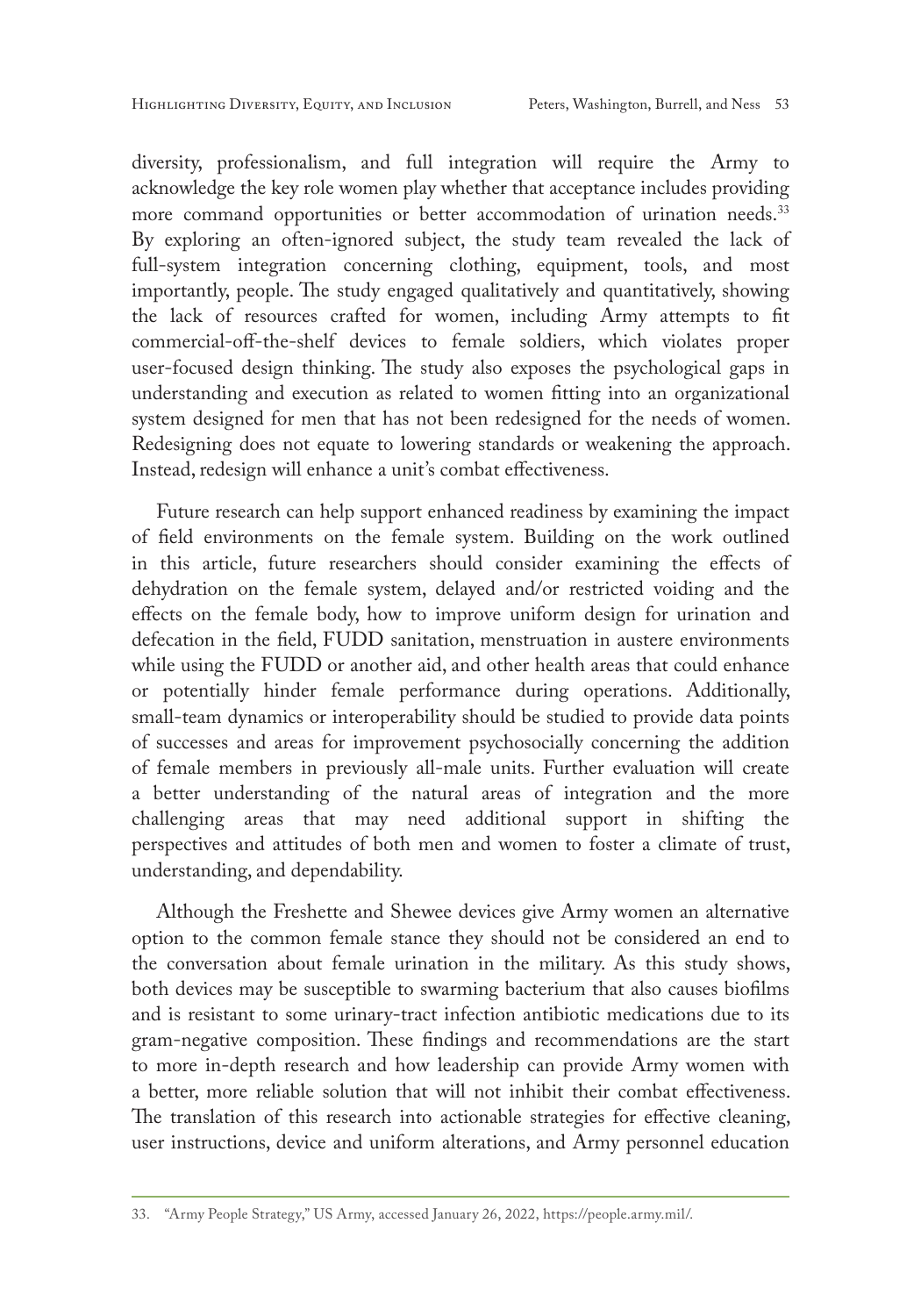diversity, professionalism, and full integration will require the Army to acknowledge the key role women play whether that acceptance includes providing more command opportunities or better accommodation of urination needs.[33] By exploring an often-ignored subject, the study team revealed the lack of full-system integration concerning clothing, equipment, tools, and most importantly, people. The study engaged qualitatively and quantitatively, showing the lack of resources crafted for women, including Army attempts to fit commercial-off-the-shelf devices to female soldiers, which violates proper user-focused design thinking. The study also exposes the psychological gaps in understanding and execution as related to women fitting into an organizational system designed for men that has not been redesigned for the needs of women. Redesigning does not equate to lowering standards or weakening the approach. Instead, redesign will enhance a unit's combat effectiveness.

Future research can help support enhanced readiness by examining the impact of field environments on the female system. Building on the work outlined in this article, future researchers should consider examining the effects of dehydration on the female system, delayed and/or restricted voiding and the effects on the female body, how to improve uniform design for urination and defecation in the field, FUDD sanitation, menstruation in austere environments while using the FUDD or another aid, and other health areas that could enhance or potentially hinder female performance during operations. Additionally, small-team dynamics or interoperability should be studied to provide data points of successes and areas for improvement psychosocially concerning the addition of female members in previously all-male units. Further evaluation will create a better understanding of the natural areas of integration and the more challenging areas that may need additional support in shifting the perspectives and attitudes of both men and women to foster a climate of trust, understanding, and dependability.

Although the Freshette and Shewee devices give Army women an alternative option to the common female stance they should not be considered an end to the conversation about female urination in the military. As this study shows, both devices may be susceptible to swarming bacterium that also causes biofilms and is resistant to some urinary-tract infection antibiotic medications due to its gram-negative composition. These findings and recommendations are the start to more in-depth research and how leadership can provide Army women with a better, more reliable solution that will not inhibit their combat effectiveness. The translation of this research into actionable strategies for effective cleaning, user instructions, device and uniform alterations, and Army personnel education

33. "Army People Strategy," US Army, accessed January 26, 2022, https://people.army.mil/.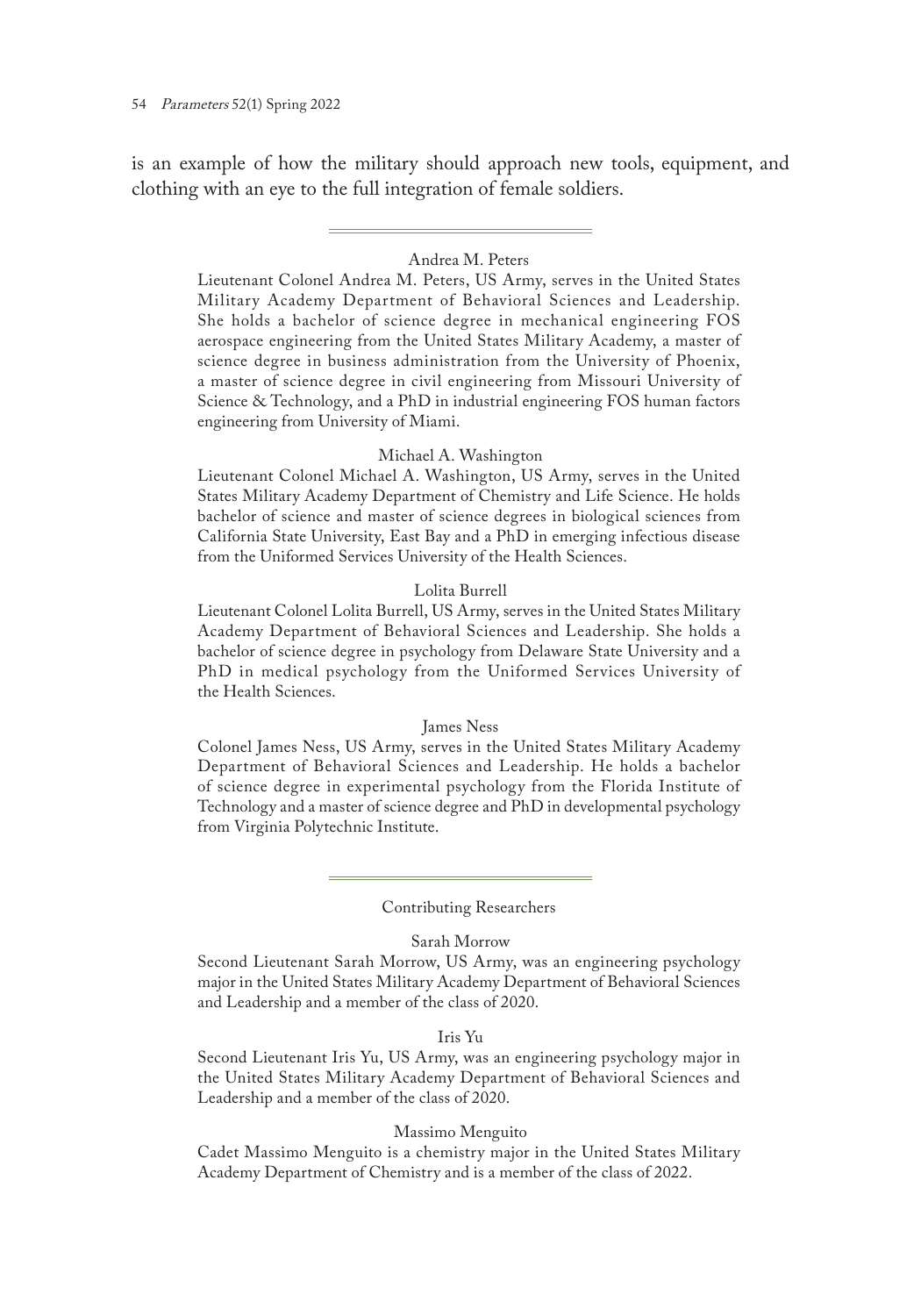is an example of how the military should approach new tools, equipment, and clothing with an eye to the full integration of female soldiers.

---

Andrea M. Peters

Lieutenant Colonel Andrea M. Peters, US Army, serves in the United States Military Academy Department of Behavioral Sciences and Leadership. She holds a bachelor of science degree in mechanical engineering FOS aerospace engineering from the United States Military Academy, a master of science degree in business administration from the University of Phoenix, a master of science degree in civil engineering from Missouri University of Science & Technology, and a PhD in industrial engineering FOS human factors engineering from University of Miami.

Michael A. Washington

Lieutenant Colonel Michael A. Washington, US Army, serves in the United States Military Academy Department of Chemistry and Life Science. He holds bachelor of science and master of science degrees in biological sciences from California State University, East Bay and a PhD in emerging infectious disease from the Uniformed Services University of the Health Sciences.

Lolita Burrell

Lieutenant Colonel Lolita Burrell, US Army, serves in the United States Military Academy Department of Behavioral Sciences and Leadership. She holds a bachelor of science degree in psychology from Delaware State University and a PhD in medical psychology from the Uniformed Services University of the Health Sciences.

James Ness

Colonel James Ness, US Army, serves in the United States Military Academy Department of Behavioral Sciences and Leadership. He holds a bachelor of science degree in experimental psychology from the Florida Institute of Technology and a master of science degree and PhD in developmental psychology from Virginia Polytechnic Institute.

---

Contributing Researchers

Sarah Morrow

Second Lieutenant Sarah Morrow, US Army, was an engineering psychology major in the United States Military Academy Department of Behavioral Sciences and Leadership and a member of the class of 2020.

Iris Yu

Second Lieutenant Iris Yu, US Army, was an engineering psychology major in the United States Military Academy Department of Behavioral Sciences and Leadership and a member of the class of 2020.

Massimo Menguito

Cadet Massimo Menguito is a chemistry major in the United States Military Academy Department of Chemistry and is a member of the class of 2022.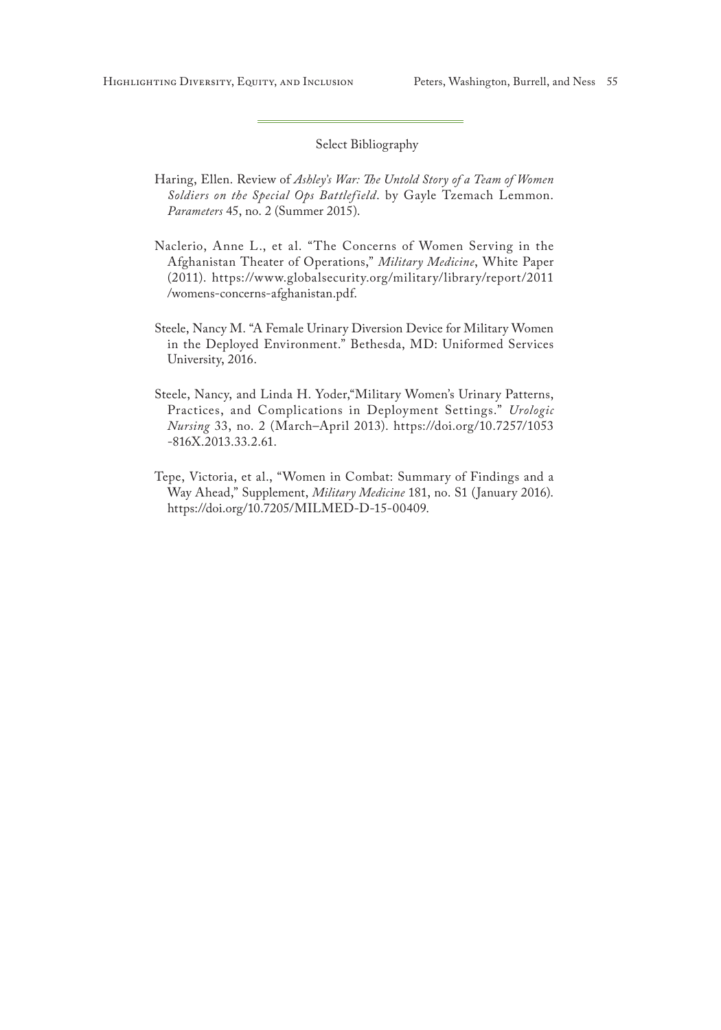## Select Bibliography

Haring, Ellen. Review of *Ashley's War: The Untold Story of a Team of Women Soldiers on the Special Ops Battlefield*. by Gayle Tzemach Lemmon. *Parameters* 45, no. 2 (Summer 2015).

Naclerio, Anne L., et al. "The Concerns of Women Serving in the Afghanistan Theater of Operations," *Military Medicine*, White Paper (2011). https://www.globalsecurity.org/military/library/report/2011/womens-concerns-afghanistan.pdf.

Steele, Nancy M. "A Female Urinary Diversion Device for Military Women in the Deployed Environment." Bethesda, MD: Uniformed Services University, 2016.

Steele, Nancy, and Linda H. Yoder,"Military Women's Urinary Patterns, Practices, and Complications in Deployment Settings." *Urologic Nursing* 33, no. 2 (March–April 2013). https://doi.org/10.7257/1053-816X.2013.33.2.61.

Tepe, Victoria, et al., "Women in Combat: Summary of Findings and a Way Ahead," Supplement, *Military Medicine* 181, no. S1 (January 2016). https://doi.org/10.7205/MILMED-D-15-00409.